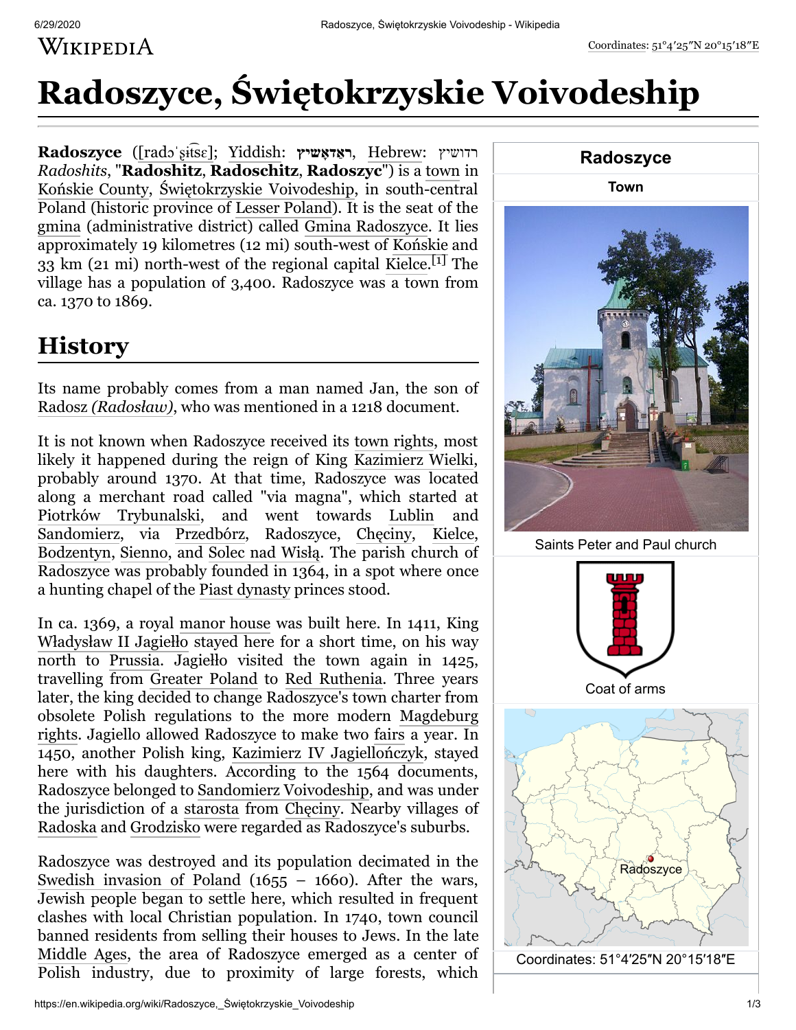Coordinates: 51°4′25″N 20°15′18″E

# Radoszyce, Świętokrzyskie Voivodeship

**Radoszyce** ([radɔˈʂit͡sɛ]; Yiddish: **ראַדאָשיץ**, Hebrew: רדושיץ *Radoshits*, "**Radoshitz**, **Radoschitz**, **Radoszyc**") is a town in Końskie County, Świętokrzyskie Voivodeship, in south-central Poland (historic province of Lesser Poland). It is the seat of the gmina (administrative district) called Gmina Radoszyce. It lies approximately 19 kilometres (12 mi) south-west of Końskie and 33 km (21 mi) north-west of the regional capital Kielce.[1] The village has a population of 3,400. Radoszyce was a town from ca. 1370 to 1869.

| Radoszyce |
|---|
| Town |
| Saints Peter and Paul church |
| Coat of arms |
| Radoszyce |
| Coordinates: 51°4′25″N 20°15′18″E |

## History

Its name probably comes from a man named Jan, the son of Radosz *(Radosław)*, who was mentioned in a 1218 document.

It is not known when Radoszyce received its town rights, most likely it happened during the reign of King Kazimierz Wielki, probably around 1370. At that time, Radoszyce was located along a merchant road called "via magna", which started at Piotrków Trybunalski, and went towards Lublin and Sandomierz, via Przedbórz, Radoszyce, Chęciny, Kielce, Bodzentyn, Sienno, and Solec nad Wisłą. The parish church of Radoszyce was probably founded in 1364, in a spot where once a hunting chapel of the Piast dynasty princes stood.

In ca. 1369, a royal manor house was built here. In 1411, King Władysław II Jagiełło stayed here for a short time, on his way north to Prussia. Jagiełło visited the town again in 1425, travelling from Greater Poland to Red Ruthenia. Three years later, the king decided to change Radoszyce's town charter from obsolete Polish regulations to the more modern Magdeburg rights. Jagiello allowed Radoszyce to make two fairs a year. In 1450, another Polish king, Kazimierz IV Jagiellończyk, stayed here with his daughters. According to the 1564 documents, Radoszyce belonged to Sandomierz Voivodeship, and was under the jurisdiction of a starosta from Chęciny. Nearby villages of Radoska and Grodzisko were regarded as Radoszyce's suburbs.

Radoszyce was destroyed and its population decimated in the Swedish invasion of Poland (1655 – 1660). After the wars, Jewish people began to settle here, which resulted in frequent clashes with local Christian population. In 1740, town council banned residents from selling their houses to Jews. In the late Middle Ages, the area of Radoszyce emerged as a center of Polish industry, due to proximity of large forests, which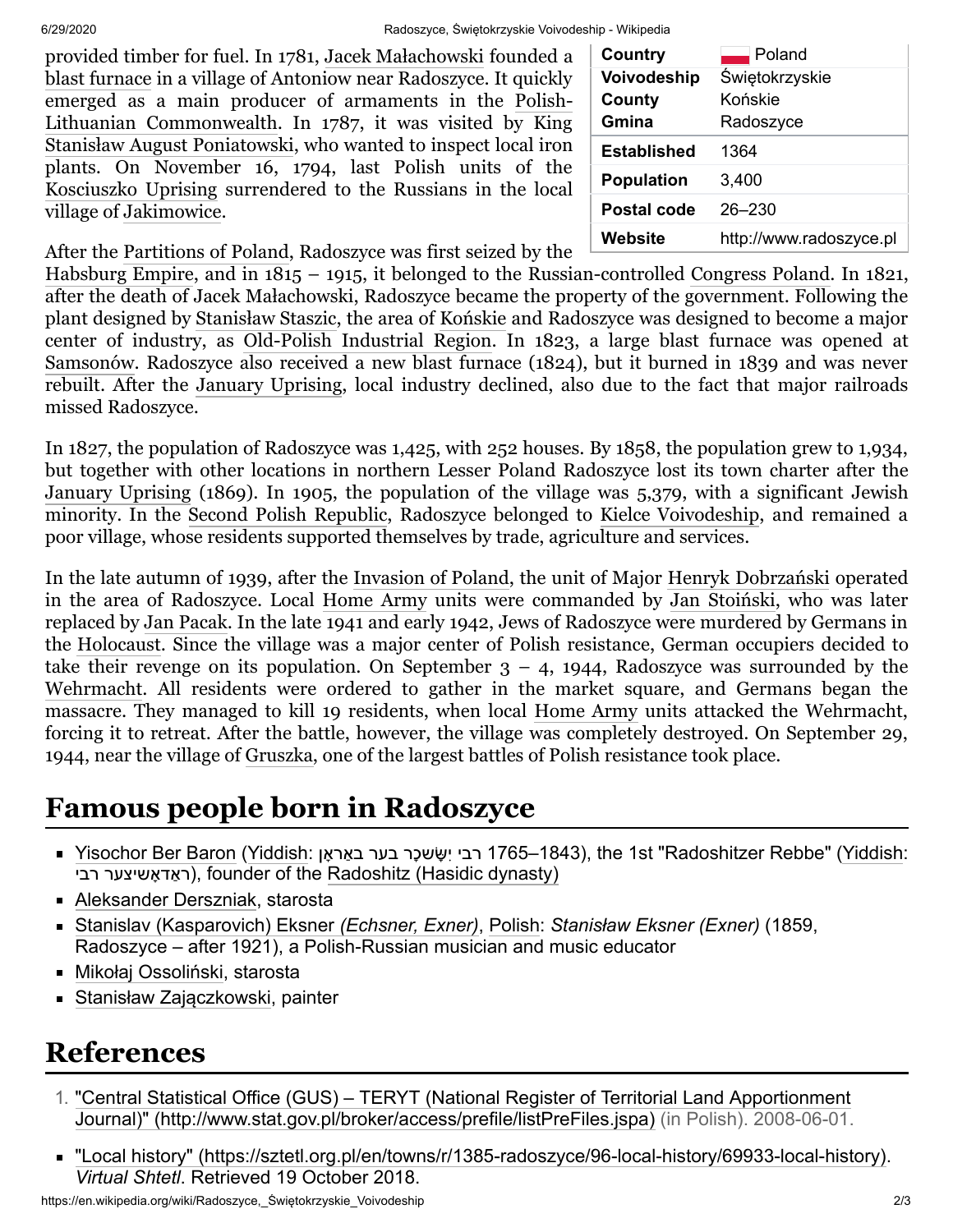provided timber for fuel. In 1781, Jacek Małachowski founded a blast furnace in a village of Antoniow near Radoszyce. It quickly emerged as a main producer of armaments in the Polish-Lithuanian Commonwealth. In 1787, it was visited by King Stanisław August Poniatowski, who wanted to inspect local iron plants. On November 16, 1794, last Polish units of the Kosciuszko Uprising surrendered to the Russians in the local village of Jakimowice.

| Country | Poland |
| --- | --- |
| Voivodeship | Świętokrzyskie |
| County | Końskie |
| Gmina | Radoszyce |
| Established | 1364 |
| Population | 3,400 |
| Postal code | 26–230 |
| Website | http://www.radoszyce.pl |

After the Partitions of Poland, Radoszyce was first seized by the Habsburg Empire, and in 1815 – 1915, it belonged to the Russian-controlled Congress Poland. In 1821, after the death of Jacek Małachowski, Radoszyce became the property of the government. Following the plant designed by Stanisław Staszic, the area of Końskie and Radoszyce was designed to become a major center of industry, as Old-Polish Industrial Region. In 1823, a large blast furnace was opened at Samsonów. Radoszyce also received a new blast furnace (1824), but it burned in 1839 and was never rebuilt. After the January Uprising, local industry declined, also due to the fact that major railroads missed Radoszyce.

In 1827, the population of Radoszyce was 1,425, with 252 houses. By 1858, the population grew to 1,934, but together with other locations in northern Lesser Poland Radoszyce lost its town charter after the January Uprising (1869). In 1905, the population of the village was 5,379, with a significant Jewish minority. In the Second Polish Republic, Radoszyce belonged to Kielce Voivodeship, and remained a poor village, whose residents supported themselves by trade, agriculture and services.

In the late autumn of 1939, after the Invasion of Poland, the unit of Major Henryk Dobrzański operated in the area of Radoszyce. Local Home Army units were commanded by Jan Stoiński, who was later replaced by Jan Pacak. In the late 1941 and early 1942, Jews of Radoszyce were murdered by Germans in the Holocaust. Since the village was a major center of Polish resistance, German occupiers decided to take their revenge on its population. On September 3 – 4, 1944, Radoszyce was surrounded by the Wehrmacht. All residents were ordered to gather in the market square, and Germans began the massacre. They managed to kill 19 residents, when local Home Army units attacked the Wehrmacht, forcing it to retreat. After the battle, however, the village was completely destroyed. On September 29, 1944, near the village of Gruszka, one of the largest battles of Polish resistance took place.

# Famous people born in Radoszyce

- Yisochor Ber Baron (Yiddish: רבי יִשָּׂשכָר בער באַראָן 1765–1843), the 1st "Radoshitzer Rebbe" (Yiddish: ראַדאָשיצער רבי), founder of the Radoshitz (Hasidic dynasty)
- Aleksander Derszniak, starosta
- Stanislav (Kasparovich) Eksner *(Echsner, Exner)*, Polish: *Stanisław Eksner (Exner)* (1859, Radoszyce – after 1921), a Polish-Russian musician and music educator
- Mikołaj Ossoliński, starosta
- Stanisław Zajączkowski, painter

# References

1. "Central Statistical Office (GUS) – TERYT (National Register of Territorial Land Apportionment Journal)" (http://www.stat.gov.pl/broker/access/prefile/listPreFiles.jspa) (in Polish). 2008-06-01.

- "Local history" (https://sztetl.org.pl/en/towns/r/1385-radoszyce/96-local-history/69933-local-history). *Virtual Shtetl*. Retrieved 19 October 2018.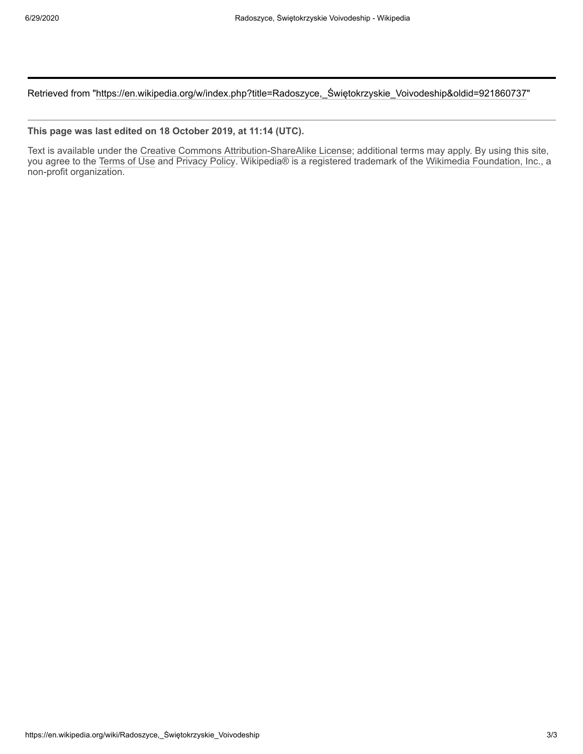Retrieved from "https://en.wikipedia.org/w/index.php?title=Radoszyce,_Świętokrzyskie_Voivodeship&oldid=921860737"

**This page was last edited on 18 October 2019, at 11:14 (UTC).**

Text is available under the Creative Commons Attribution-ShareAlike License; additional terms may apply. By using this site, you agree to the Terms of Use and Privacy Policy. Wikipedia® is a registered trademark of the Wikimedia Foundation, Inc., a non-profit organization.